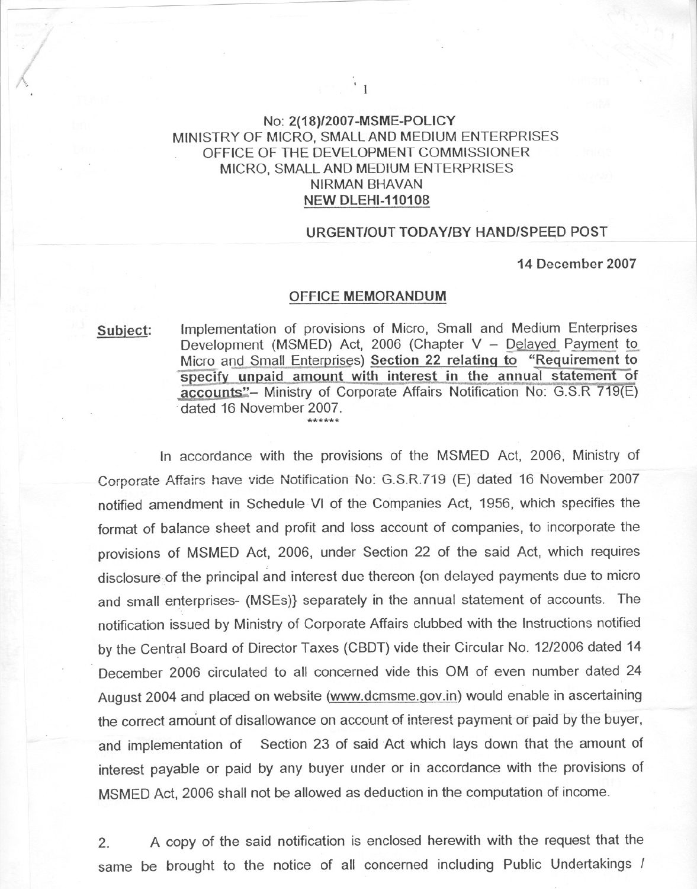**No: 2(18)/2007-MSME-POLICY**
MINISTRY OF MICRO, SMALL AND MEDIUM ENTERPRISES
OFFICE OF THE DEVELOPMENT COMMISSIONER
MICRO, SMALL AND MEDIUM ENTERPRISES
NIRMAN BHAVAN
**NEW DLEHI-110108**

**URGENT/OUT TODAY/BY HAND/SPEED POST**

**14 December 2007**

**OFFICE MEMORANDUM**

**Subject:** Implementation of provisions of Micro, Small and Medium Enterprises Development (MSMED) Act, 2006 (Chapter V – Delayed Payment to Micro and Small Enterprises) **Section 22 relating to "Requirement to specify unpaid amount with interest in the annual statement of accounts"**– Ministry of Corporate Affairs Notification No: G.S.R 719(E) dated 16 November 2007.

******

In accordance with the provisions of the MSMED Act, 2006, Ministry of Corporate Affairs have vide Notification No: G.S.R.719 (E) dated 16 November 2007 notified amendment in Schedule VI of the Companies Act, 1956, which specifies the format of balance sheet and profit and loss account of companies, to incorporate the provisions of MSMED Act, 2006, under Section 22 of the said Act, which requires disclosure of the principal and interest due thereon {on delayed payments due to micro and small enterprises- (MSEs)} separately in the annual statement of accounts. The notification issued by Ministry of Corporate Affairs clubbed with the Instructions notified by the Central Board of Director Taxes (CBDT) vide their Circular No. 12/2006 dated 14 December 2006 circulated to all concerned vide this OM of even number dated 24 August 2004 and placed on website (www.dcmsme.gov.in) would enable in ascertaining the correct amount of disallowance on account of interest payment or paid by the buyer, and implementation of Section 23 of said Act which lays down that the amount of interest payable or paid by any buyer under or in accordance with the provisions of MSMED Act, 2006 shall not be allowed as deduction in the computation of income.

2. A copy of the said notification is enclosed herewith with the request that the same be brought to the notice of all concerned including Public Undertakings /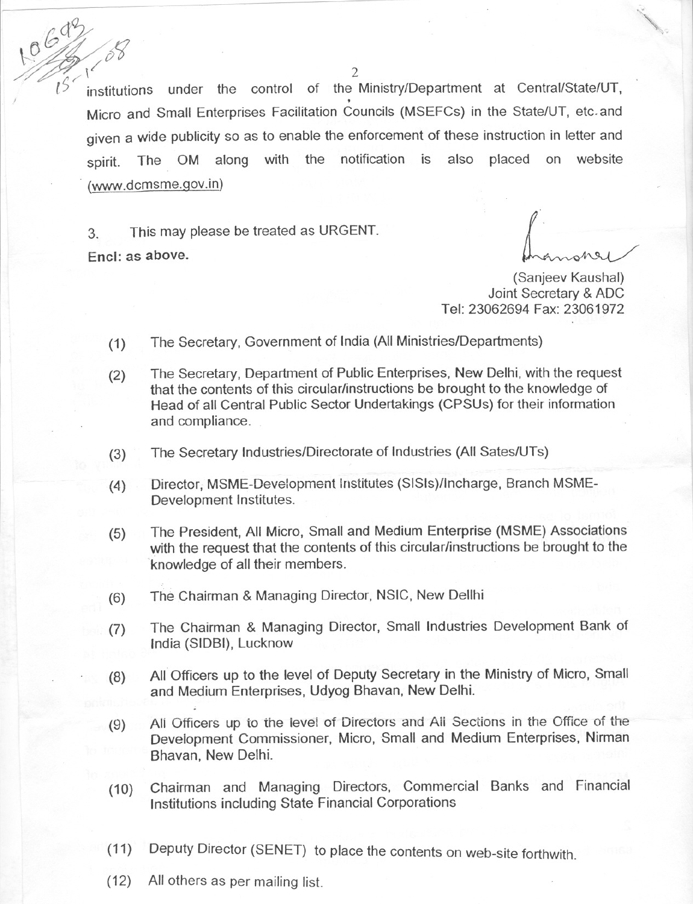institutions under the control of the Ministry/Department at Central/State/UT, Micro and Small Enterprises Facilitation Councils (MSEFCs) in the State/UT, etc. and given a wide publicity so as to enable the enforcement of these instruction in letter and spirit. The OM along with the notification is also placed on website (www.dcmsme.gov.in)

3. This may please be treated as URGENT.

**Encl: as above.**

(Sanjeev Kaushal)
Joint Secretary & ADC
Tel: 23062694 Fax: 23061972

(1) The Secretary, Government of India (All Ministries/Departments)

(2) The Secretary, Department of Public Enterprises, New Delhi, with the request that the contents of this circular/instructions be brought to the knowledge of Head of all Central Public Sector Undertakings (CPSUs) for their information and compliance.

(3) The Secretary Industries/Directorate of Industries (All Sates/UTs)

(4) Director, MSME-Development Institutes (SISIs)/Incharge, Branch MSME-Development Institutes.

(5) The President, All Micro, Small and Medium Enterprise (MSME) Associations with the request that the contents of this circular/instructions be brought to the knowledge of all their members.

(6) The Chairman & Managing Director, NSIC, New Dellhi

(7) The Chairman & Managing Director, Small Industries Development Bank of India (SIDBI), Lucknow

(8) All Officers up to the level of Deputy Secretary in the Ministry of Micro, Small and Medium Enterprises, Udyog Bhavan, New Delhi.

(9) All Officers up to the level of Directors and All Sections in the Office of the Development Commissioner, Micro, Small and Medium Enterprises, Nirman Bhavan, New Delhi.

(10) Chairman and Managing Directors, Commercial Banks and Financial Institutions including State Financial Corporations

(11) Deputy Director (SENET) to place the contents on web-site forthwith.

(12) All others as per mailing list.